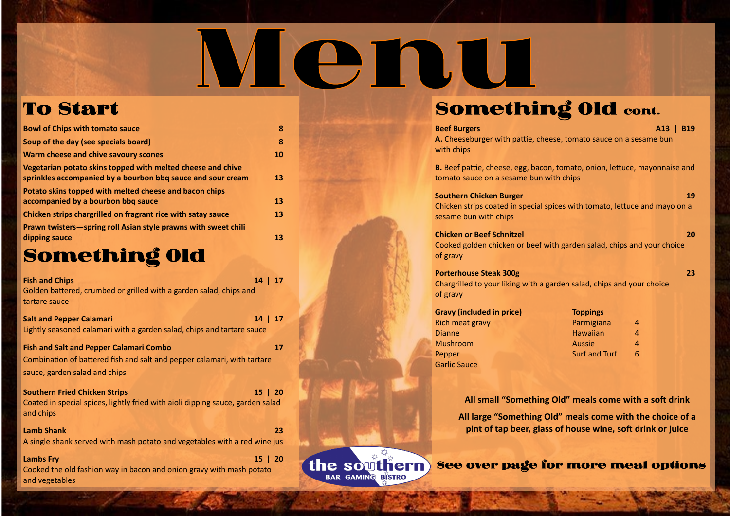# Menu

## To Start

| Item | Price |
|---|---|
| **Bowl of Chips with tomato sauce** | **8** |
| **Soup of the day (see specials board)** | **8** |
| **Warm cheese and chive savoury scones** | **10** |
| **Vegetarian potato skins topped with melted cheese and chive sprinkles accompanied by a bourbon bbq sauce and sour cream** | **13** |
| **Potato skins topped with melted cheese and bacon chips accompanied by a bourbon bbq sauce** | **13** |
| **Chicken strips chargrilled on fragrant rice with satay sauce** | **13** |
| **Prawn twisters—spring roll Asian style prawns with sweet chili dipping sauce** | **13** |

## Something Old

**Fish and Chips** — **14 | 17**
Golden battered, crumbed or grilled with a garden salad, chips and tartare sauce

**Salt and Pepper Calamari** — **14 | 17**
Lightly seasoned calamari with a garden salad, chips and tartare sauce

**Fish and Salt and Pepper Calamari Combo** — **17**
Combination of battered fish and salt and pepper calamari, with tartare sauce, garden salad and chips

**Southern Fried Chicken Strips** — **15 | 20**
Coated in special spices, lightly fried with aioli dipping sauce, garden salad and chips

**Lamb Shank** — **23**
A single shank served with mash potato and vegetables with a red wine jus

**Lambs Fry** — **15 | 20**
Cooked the old fashion way in bacon and onion gravy with mash potato and vegetables

## Something Old cont.

**Beef Burgers** — **A13 | B19**
**A.** Cheeseburger with pattie, cheese, tomato sauce on a sesame bun with chips

**B.** Beef pattie, cheese, egg, bacon, tomato, onion, lettuce, mayonnaise and tomato sauce on a sesame bun with chips

**Southern Chicken Burger** — **19**
Chicken strips coated in special spices with tomato, lettuce and mayo on a sesame bun with chips

**Chicken or Beef Schnitzel** — **20**
Cooked golden chicken or beef with garden salad, chips and your choice of gravy

**Porterhouse Steak 300g** — **23**
Chargrilled to your liking with a garden salad, chips and your choice of gravy

**Gravy (included in price)**
- Rich meat gravy
- Dianne
- Mushroom
- Pepper
- Garlic Sauce

| **Toppings** | |
|---|---|
| Parmigiana | 4 |
| Hawaiian | 4 |
| Aussie | 4 |
| Surf and Turf | 6 |

**All small "Something Old" meals come with a soft drink**

**All large "Something Old" meals come with the choice of a pint of tap beer, glass of house wine, soft drink or juice**

the southern
BAR GAMING BISTRO

**See over page for more meal options**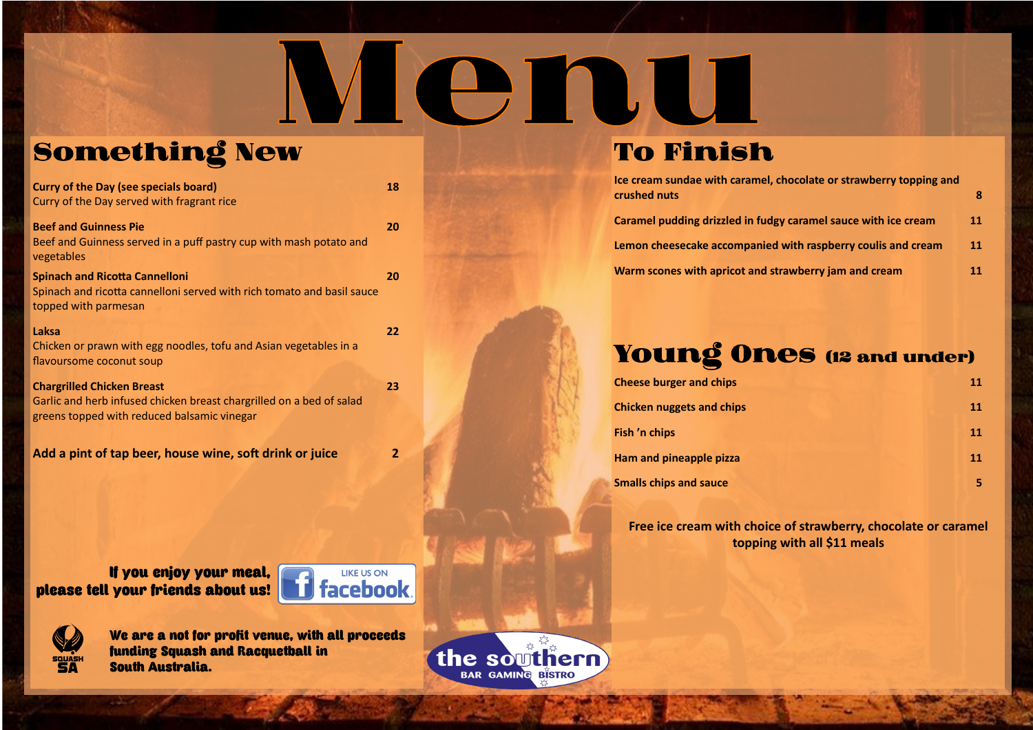# Menu

## Something New

| | |
|---|---|
| **Curry of the Day (see specials board)**<br>Curry of the Day served with fragrant rice | **18** |
| **Beef and Guinness Pie**<br>Beef and Guinness served in a puff pastry cup with mash potato and vegetables | **20** |
| **Spinach and Ricotta Cannelloni**<br>Spinach and ricotta cannelloni served with rich tomato and basil sauce topped with parmesan | **20** |
| **Laksa**<br>Chicken or prawn with egg noodles, tofu and Asian vegetables in a flavoursome coconut soup | **22** |
| **Chargrilled Chicken Breast**<br>Garlic and herb infused chicken breast chargrilled on a bed of salad greens topped with reduced balsamic vinegar | **23** |

**Add a pint of tap beer, house wine, soft drink or juice** **2**

## To Finish

| | |
|---|---|
| **Ice cream sundae with caramel, chocolate or strawberry topping and crushed nuts** | **8** |
| **Caramel pudding drizzled in fudgy caramel sauce with ice cream** | **11** |
| **Lemon cheesecake accompanied with raspberry coulis and cream** | **11** |
| **Warm scones with apricot and strawberry jam and cream** | **11** |

## Young Ones (12 and under)

| | |
|---|---|
| **Cheese burger and chips** | **11** |
| **Chicken nuggets and chips** | **11** |
| **Fish 'n chips** | **11** |
| **Ham and pineapple pizza** | **11** |
| **Smalls chips and sauce** | **5** |

**Free ice cream with choice of strawberry, chocolate or caramel topping with all $11 meals**

**If you enjoy your meal, please tell your friends about us!** LIKE US ON facebook

**We are a not for profit venue, with all proceeds funding Squash and Racquetball in South Australia.**

SQUASH SA

the southern BAR GAMING BISTRO